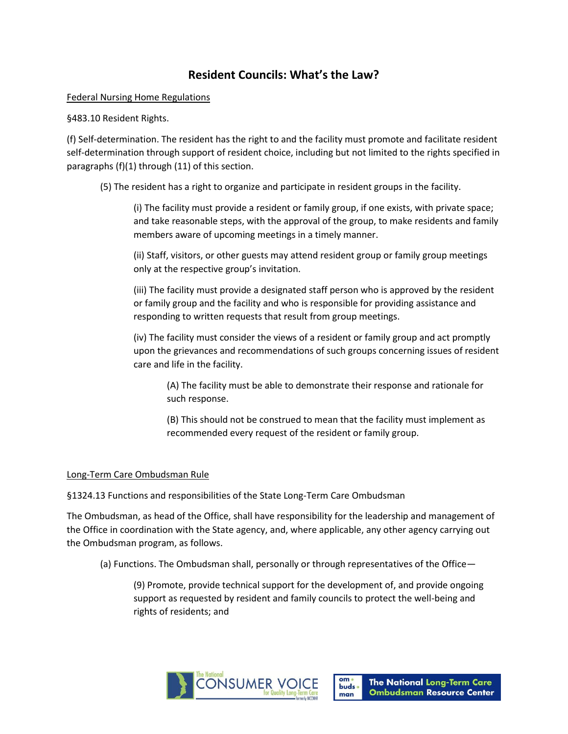# Resident Councils: What's the Law?

Federal Nursing Home Regulations

§483.10 Resident Rights.

(f) Self-determination. The resident has the right to and the facility must promote and facilitate resident self-determination through support of resident choice, including but not limited to the rights specified in paragraphs (f)(1) through (11) of this section.

> (5) The resident has a right to organize and participate in resident groups in the facility.
>
> > (i) The facility must provide a resident or family group, if one exists, with private space; and take reasonable steps, with the approval of the group, to make residents and family members aware of upcoming meetings in a timely manner.
> >
> > (ii) Staff, visitors, or other guests may attend resident group or family group meetings only at the respective group's invitation.
> >
> > (iii) The facility must provide a designated staff person who is approved by the resident or family group and the facility and who is responsible for providing assistance and responding to written requests that result from group meetings.
> >
> > (iv) The facility must consider the views of a resident or family group and act promptly upon the grievances and recommendations of such groups concerning issues of resident care and life in the facility.
> >
> > > (A) The facility must be able to demonstrate their response and rationale for such response.
> > >
> > > (B) This should not be construed to mean that the facility must implement as recommended every request of the resident or family group.

Long-Term Care Ombudsman Rule

§1324.13 Functions and responsibilities of the State Long-Term Care Ombudsman

The Ombudsman, as head of the Office, shall have responsibility for the leadership and management of the Office in coordination with the State agency, and, where applicable, any other agency carrying out the Ombudsman program, as follows.

> (a) Functions. The Ombudsman shall, personally or through representatives of the Office—
>
> > (9) Promote, provide technical support for the development of, and provide ongoing support as requested by resident and family councils to protect the well-being and rights of residents; and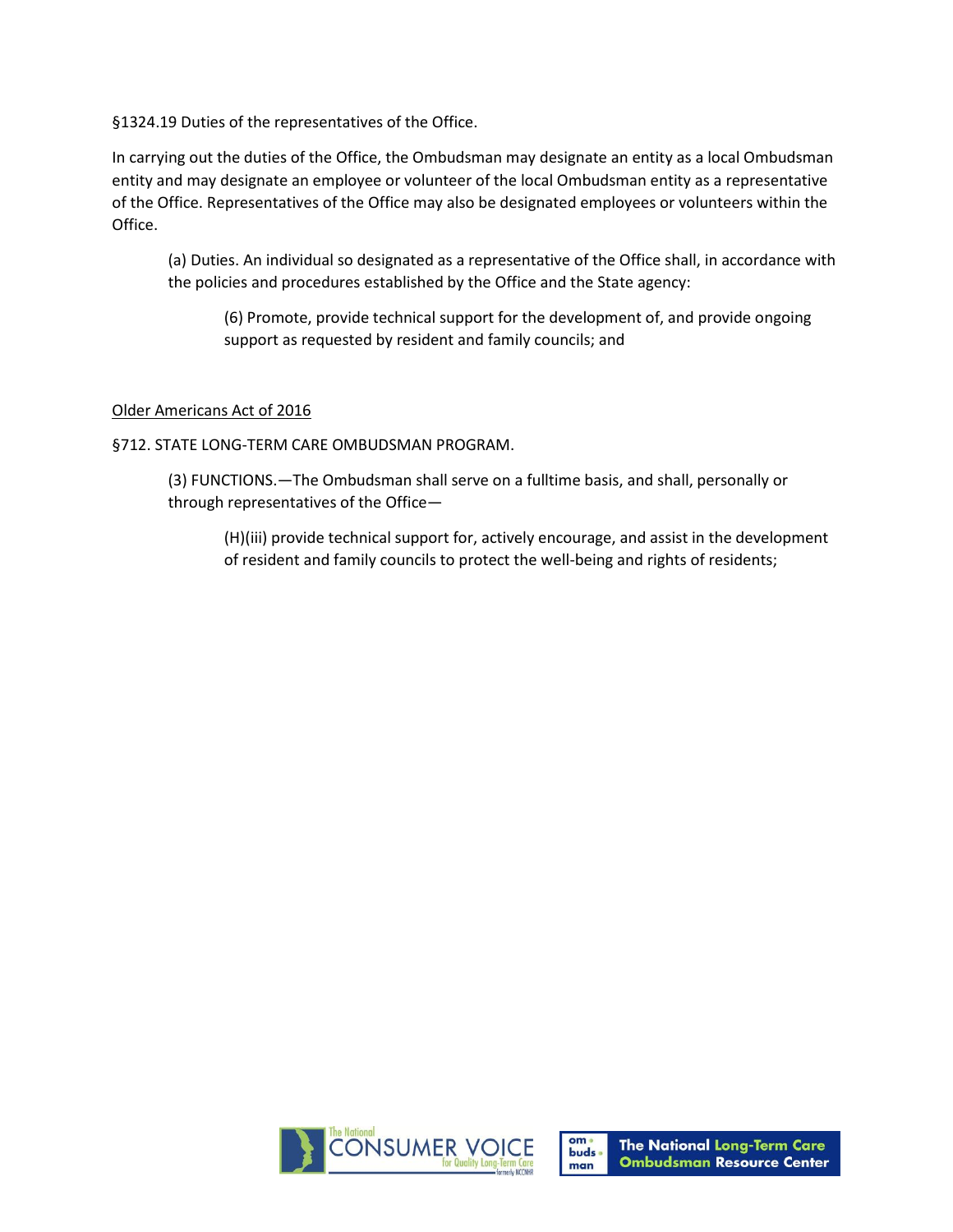§1324.19 Duties of the representatives of the Office.

In carrying out the duties of the Office, the Ombudsman may designate an entity as a local Ombudsman entity and may designate an employee or volunteer of the local Ombudsman entity as a representative of the Office. Representatives of the Office may also be designated employees or volunteers within the Office.

> (a) Duties. An individual so designated as a representative of the Office shall, in accordance with the policies and procedures established by the Office and the State agency:
>
> > (6) Promote, provide technical support for the development of, and provide ongoing support as requested by resident and family councils; and

<u>Older Americans Act of 2016</u>

§712. STATE LONG-TERM CARE OMBUDSMAN PROGRAM.

> (3) FUNCTIONS.—The Ombudsman shall serve on a fulltime basis, and shall, personally or through representatives of the Office—
>
> > (H)(iii) provide technical support for, actively encourage, and assist in the development of resident and family councils to protect the well-being and rights of residents;